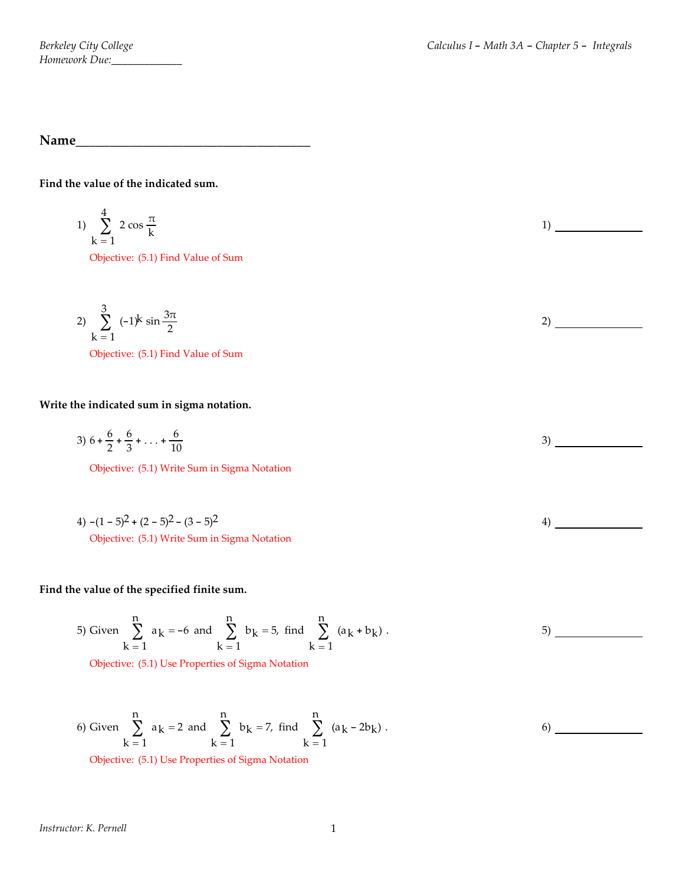Berkeley City College
Homework Due:____________

Calculus I – Math 3A – Chapter 5 – Integrals

**Name**___________________________________

**Find the value of the indicated sum.**

1) $\sum_{k=1}^{4} 2\cos\frac{\pi}{k}$

1) ______________

Objective: (5.1) Find Value of Sum

2) $\sum_{k=1}^{3} (-1)^k \sin\frac{3\pi}{2}$

2) ______________

Objective: (5.1) Find Value of Sum

**Write the indicated sum in sigma notation.**

3) $6 + \frac{6}{2} + \frac{6}{3} + \ldots + \frac{6}{10}$

3) ______________

Objective: (5.1) Write Sum in Sigma Notation

4) $-(1-5)^2 + (2-5)^2 - (3-5)^2$

4) ______________

Objective: (5.1) Write Sum in Sigma Notation

**Find the value of the specified finite sum.**

5) Given $\sum_{k=1}^{n} a_k = -6$ and $\sum_{k=1}^{n} b_k = 5$, find $\sum_{k=1}^{n} (a_k + b_k)$ .

5) ______________

Objective: (5.1) Use Properties of Sigma Notation

6) Given $\sum_{k=1}^{n} a_k = 2$ and $\sum_{k=1}^{n} b_k = 7$, find $\sum_{k=1}^{n} (a_k - 2b_k)$ .

6) ______________

Objective: (5.1) Use Properties of Sigma Notation

Instructor: K. Pernell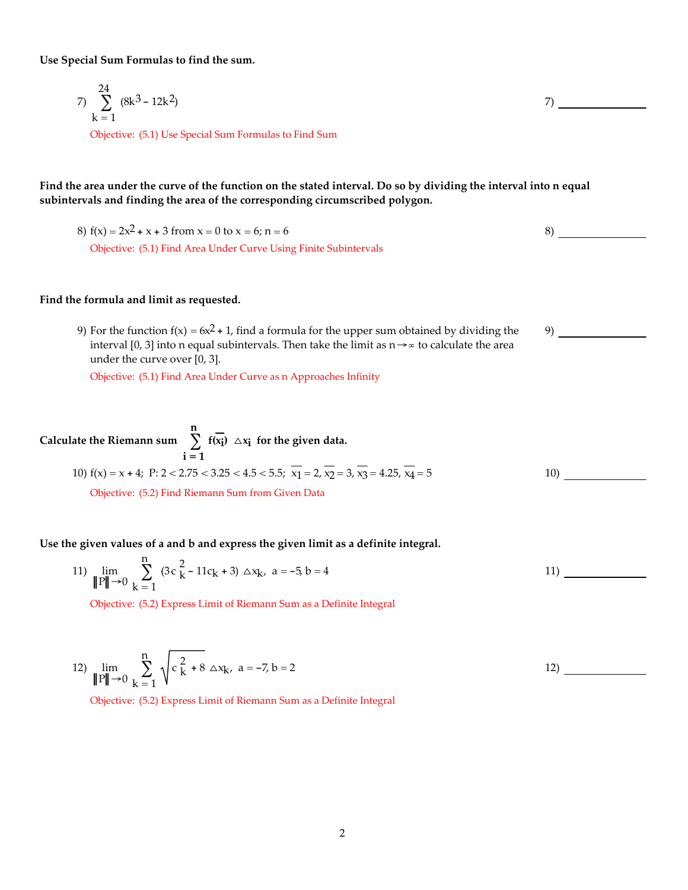**Use Special Sum Formulas to find the sum.**

7) $\displaystyle\sum_{k=1}^{24} (8k^3 - 12k^2)$ 7) ______________

Objective: (5.1) Use Special Sum Formulas to Find Sum

**Find the area under the curve of the function on the stated interval. Do so by dividing the interval into n equal subintervals and finding the area of the corresponding circumscribed polygon.**

8) $f(x) = 2x^2 + x + 3$ from $x = 0$ to $x = 6$; $n = 6$ 8) ______________

Objective: (5.1) Find Area Under Curve Using Finite Subintervals

**Find the formula and limit as requested.**

9) For the function $f(x) = 6x^2 + 1$, find a formula for the upper sum obtained by dividing the interval $[0, 3]$ into n equal subintervals. Then take the limit as $n \to \infty$ to calculate the area under the curve over $[0, 3]$. 9) ______________

Objective: (5.1) Find Area Under Curve as n Approaches Infinity

**Calculate the Riemann sum $\displaystyle\sum_{i=1}^{n} f(\overline{x_i})\ \Delta x_i$ for the given data.**

10) $f(x) = x + 4$; P: $2 < 2.75 < 3.25 < 4.5 < 5.5$; $\overline{x_1} = 2$, $\overline{x_2} = 3$, $\overline{x_3} = 4.25$, $\overline{x_4} = 5$ 10) ______________

Objective: (5.2) Find Riemann Sum from Given Data

**Use the given values of a and b and express the given limit as a definite integral.**

11) $\displaystyle\lim_{\|P\| \to 0} \sum_{k=1}^{n} (3c_k^2 - 11c_k + 3)\ \Delta x_k$, $a = -5$, $b = 4$ 11) ______________

Objective: (5.2) Express Limit of Riemann Sum as a Definite Integral

12) $\displaystyle\lim_{\|P\| \to 0} \sum_{k=1}^{n} \sqrt{c_k^2 + 8}\ \Delta x_k$, $a = -7$, $b = 2$ 12) ______________

Objective: (5.2) Express Limit of Riemann Sum as a Definite Integral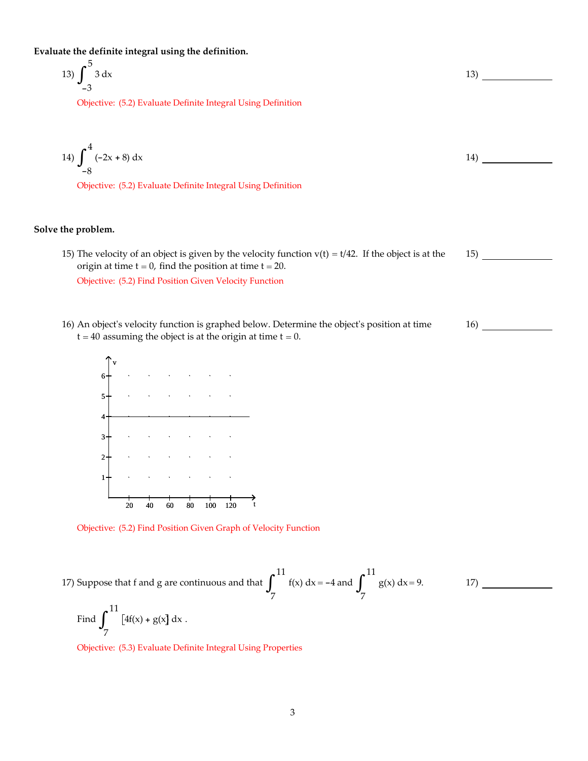**Evaluate the definite integral using the definition.**

13) $\int_{-3}^{5} 3\, dx$ 13) ______________

Objective: (5.2) Evaluate Definite Integral Using Definition

14) $\int_{-8}^{4} (-2x + 8)\, dx$ 14) ______________

Objective: (5.2) Evaluate Definite Integral Using Definition

**Solve the problem.**

15) The velocity of an object is given by the velocity function $v(t) = t/42$. If the object is at the origin at time $t = 0$, find the position at time $t = 20$. 15) ______________

Objective: (5.2) Find Position Given Velocity Function

16) An object's velocity function is graphed below. Determine the object's position at time $t = 40$ assuming the object is at the origin at time $t = 0$. 16) ______________

Objective: (5.2) Find Position Given Graph of Velocity Function

17) Suppose that f and g are continuous and that $\int_{7}^{11} f(x)\, dx = -4$ and $\int_{7}^{11} g(x)\, dx = 9$. 17) ______________

Find $\int_{7}^{11} [4f(x) + g(x)]\, dx$ .

Objective: (5.3) Evaluate Definite Integral Using Properties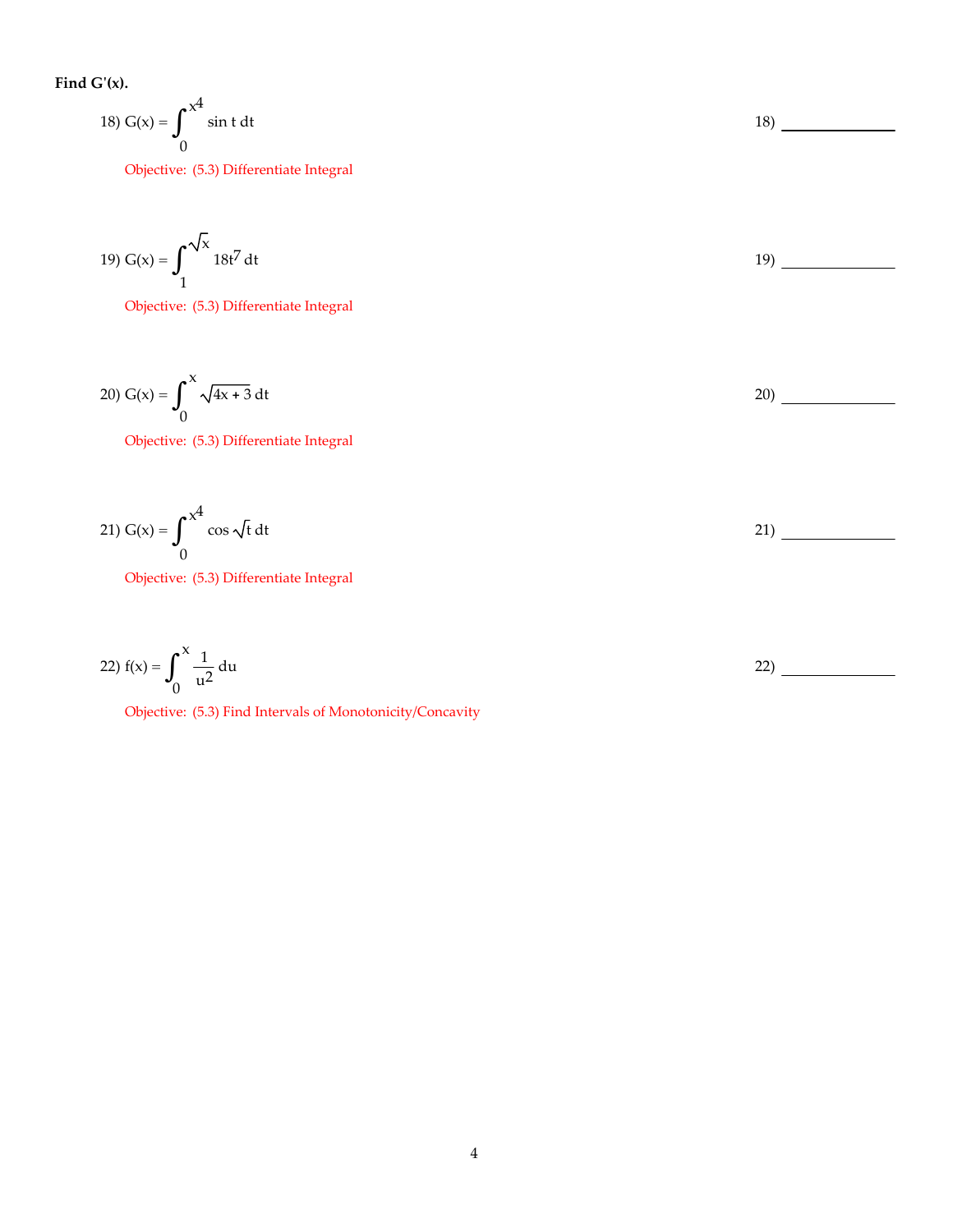**Find G'(x).**

18) $G(x) = \int_0^{x^4} \sin t \, dt$ 18) ____________

Objective: (5.3) Differentiate Integral

19) $G(x) = \int_1^{\sqrt{x}} 18t^7 \, dt$ 19) ____________

Objective: (5.3) Differentiate Integral

20) $G(x) = \int_0^{x} \sqrt{4x + 3} \, dt$ 20) ____________

Objective: (5.3) Differentiate Integral

21) $G(x) = \int_0^{x^4} \cos \sqrt{t} \, dt$ 21) ____________

Objective: (5.3) Differentiate Integral

22) $f(x) = \int_0^{x} \frac{1}{u^2} \, du$ 22) ____________

Objective: (5.3) Find Intervals of Monotonicity/Concavity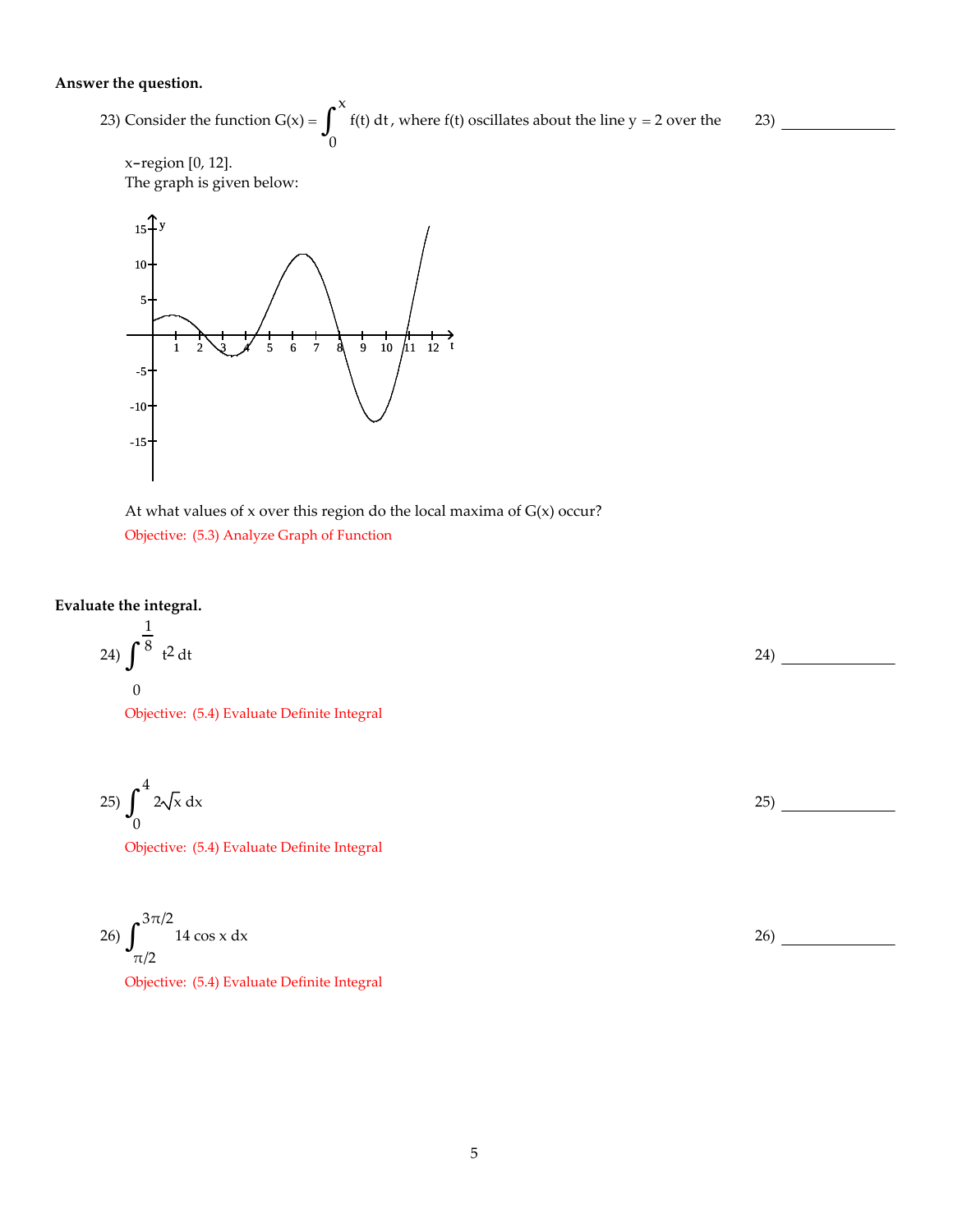**Answer the question.**

23) Consider the function $G(x) = \int_0^x f(t)\,dt$, where f(t) oscillates about the line $y = 2$ over the x-region [0, 12].

The graph is given below:

At what values of x over this region do the local maxima of G(x) occur?

Objective: (5.3) Analyze Graph of Function

23) _______________

**Evaluate the integral.**

24) $\displaystyle\int_0^{\frac{1}{8}} t^2\,dt$

Objective: (5.4) Evaluate Definite Integral

24) _______________

25) $\displaystyle\int_0^4 2\sqrt{x}\,dx$

Objective: (5.4) Evaluate Definite Integral

25) _______________

26) $\displaystyle\int_{\pi/2}^{3\pi/2} 14\cos x\,dx$

Objective: (5.4) Evaluate Definite Integral

26) _______________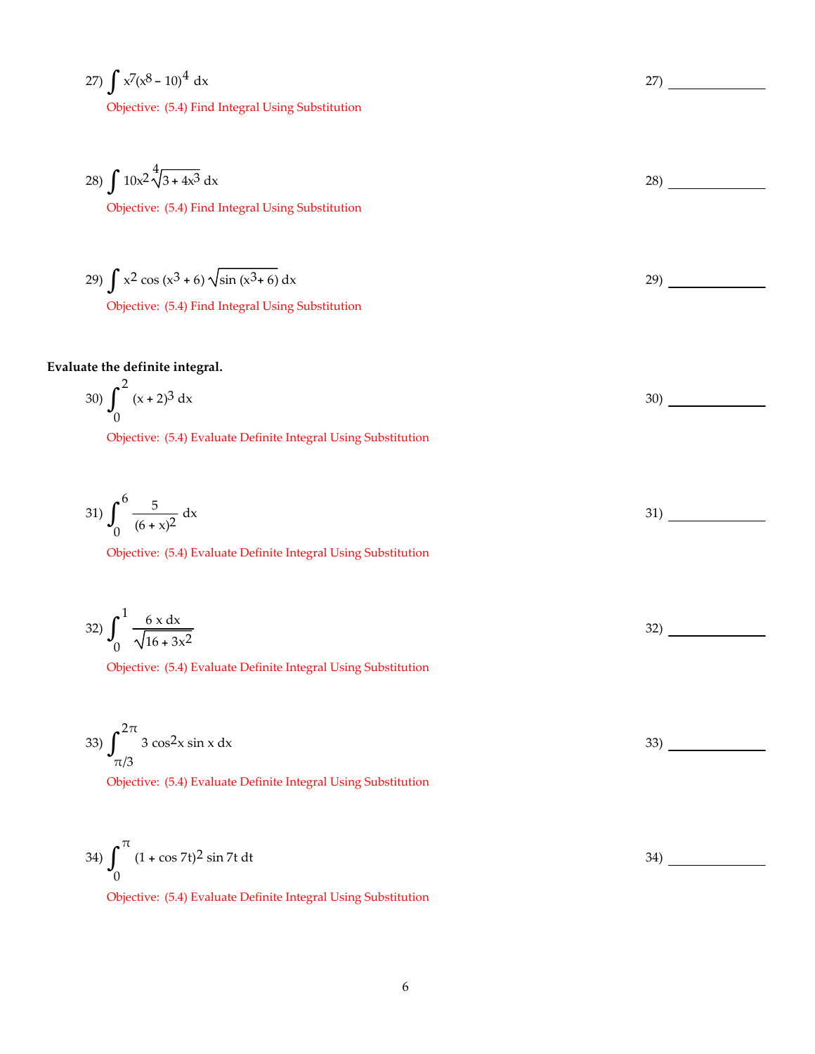27) $\int x^7(x^8 - 10)^4 \, dx$ 27) ____________

Objective: (5.4) Find Integral Using Substitution

28) $\int 10x^2 \sqrt[4]{3 + 4x^3} \, dx$ 28) ____________

Objective: (5.4) Find Integral Using Substitution

29) $\int x^2 \cos(x^3 + 6) \sqrt{\sin(x^3 + 6)} \, dx$ 29) ____________

Objective: (5.4) Find Integral Using Substitution

**Evaluate the definite integral.**

30) $\int_0^2 (x + 2)^3 \, dx$ 30) ____________

Objective: (5.4) Evaluate Definite Integral Using Substitution

31) $\int_0^6 \frac{5}{(6 + x)^2} \, dx$ 31) ____________

Objective: (5.4) Evaluate Definite Integral Using Substitution

32) $\int_0^1 \frac{6x \, dx}{\sqrt{16 + 3x^2}}$ 32) ____________

Objective: (5.4) Evaluate Definite Integral Using Substitution

33) $\int_{\pi/3}^{2\pi} 3 \cos^2 x \sin x \, dx$ 33) ____________

Objective: (5.4) Evaluate Definite Integral Using Substitution

34) $\int_0^{\pi} (1 + \cos 7t)^2 \sin 7t \, dt$ 34) ____________

Objective: (5.4) Evaluate Definite Integral Using Substitution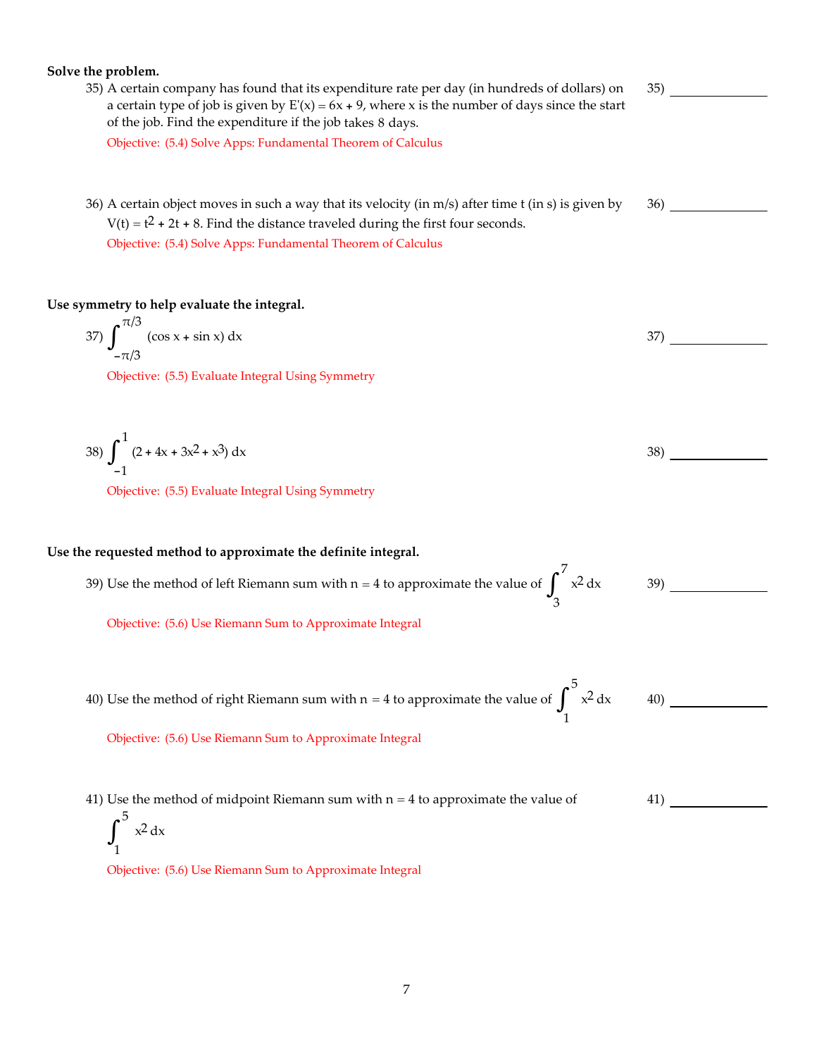**Solve the problem.**

35) A certain company has found that its expenditure rate per day (in hundreds of dollars) on a certain type of job is given by $E'(x) = 6x + 9$, where x is the number of days since the start of the job. Find the expenditure if the job takes 8 days.

35) _______________

Objective: (5.4) Solve Apps: Fundamental Theorem of Calculus

36) A certain object moves in such a way that its velocity (in m/s) after time t (in s) is given by $V(t) = t^2 + 2t + 8$. Find the distance traveled during the first four seconds.

36) _______________

Objective: (5.4) Solve Apps: Fundamental Theorem of Calculus

**Use symmetry to help evaluate the integral.**

37) $\displaystyle\int_{-\pi/3}^{\pi/3} (\cos x + \sin x)\, dx$

37) _______________

Objective: (5.5) Evaluate Integral Using Symmetry

38) $\displaystyle\int_{-1}^{1} (2 + 4x + 3x^2 + x^3)\, dx$

38) _______________

Objective: (5.5) Evaluate Integral Using Symmetry

**Use the requested method to approximate the definite integral.**

39) Use the method of left Riemann sum with n = 4 to approximate the value of $\displaystyle\int_{3}^{7} x^2\, dx$

39) _______________

Objective: (5.6) Use Riemann Sum to Approximate Integral

40) Use the method of right Riemann sum with n = 4 to approximate the value of $\displaystyle\int_{1}^{5} x^2\, dx$

40) _______________

Objective: (5.6) Use Riemann Sum to Approximate Integral

41) Use the method of midpoint Riemann sum with n = 4 to approximate the value of $\displaystyle\int_{1}^{5} x^2\, dx$

41) _______________

Objective: (5.6) Use Riemann Sum to Approximate Integral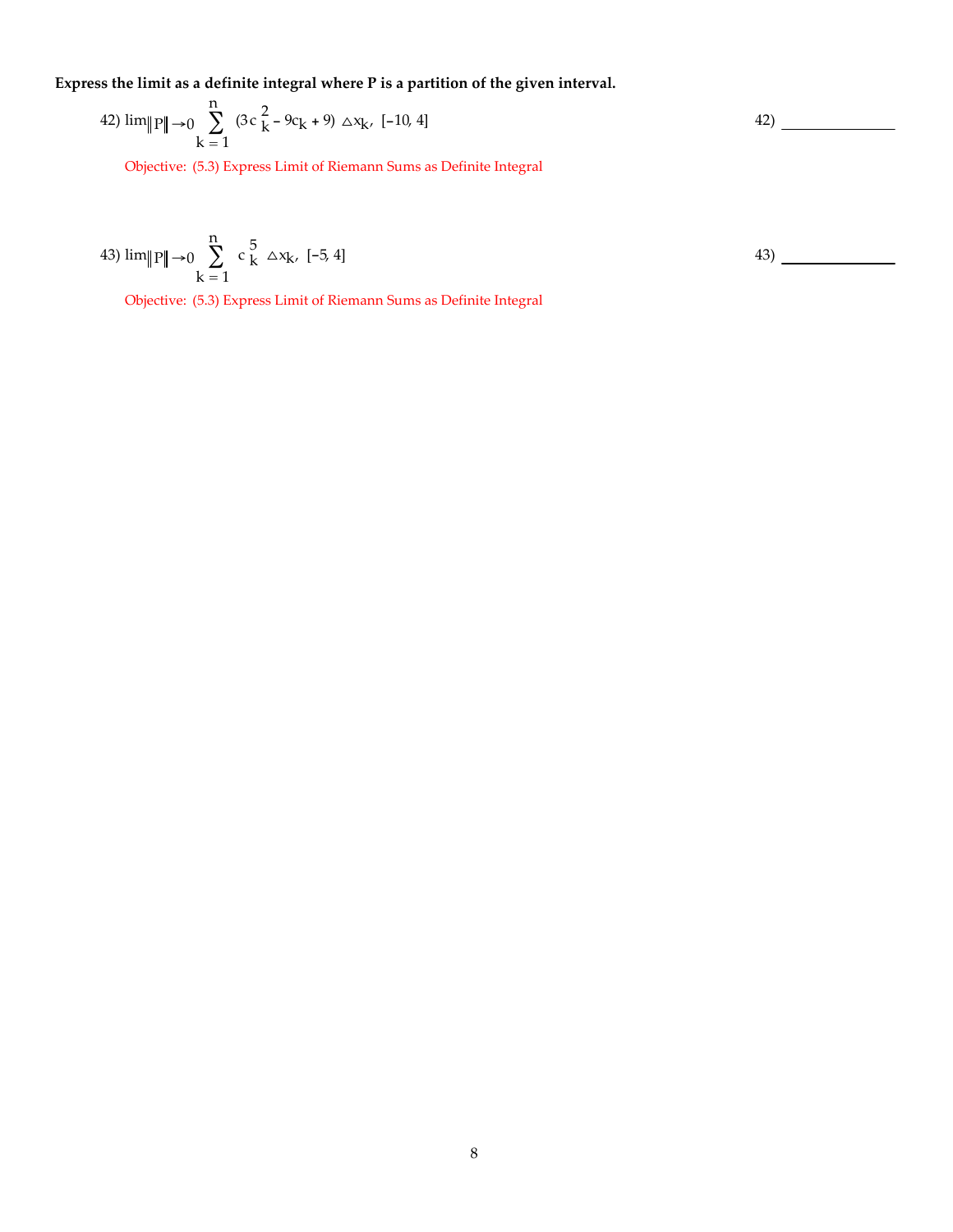**Express the limit as a definite integral where P is a partition of the given interval.**

42) $\lim_{\|P\| \to 0} \sum_{k=1}^{n} (3c_k^2 - 9c_k + 9) \, \triangle x_k$, $[-10, 4]$ 42) \_\_\_\_\_\_\_\_\_\_\_\_\_\_

Objective: (5.3) Express Limit of Riemann Sums as Definite Integral

43) $\lim_{\|P\| \to 0} \sum_{k=1}^{n} c_k^5 \, \triangle x_k$, $[-5, 4]$ 43) \_\_\_\_\_\_\_\_\_\_\_\_\_\_

Objective: (5.3) Express Limit of Riemann Sums as Definite Integral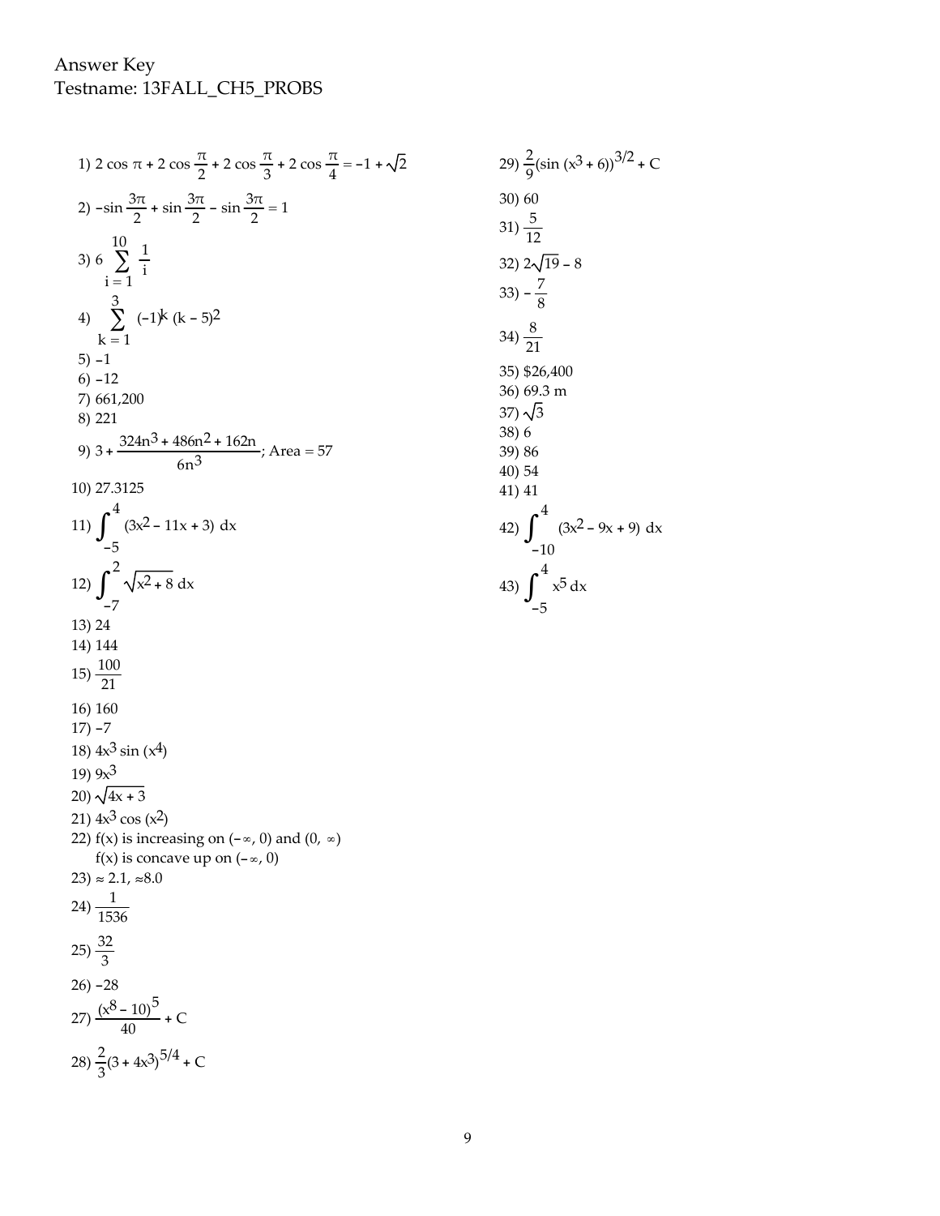Answer Key
Testname: 13FALL_CH5_PROBS

1) $2 \cos \pi + 2 \cos \frac{\pi}{2} + 2 \cos \frac{\pi}{3} + 2 \cos \frac{\pi}{4} = -1 + \sqrt{2}$

2) $-\sin \frac{3\pi}{2} + \sin \frac{3\pi}{2} - \sin \frac{3\pi}{2} = 1$

3) $6 \sum_{i=1}^{10} \frac{1}{i}$

4) $\sum_{k=1}^{3} (-1)^k (k - 5)^2$

5) $-1$

6) $-12$

7) 661,200

8) 221

9) $3 + \frac{324n^3 + 486n^2 + 162n}{6n^3}$; Area = 57

10) 27.3125

11) $\int_{-5}^{4} (3x^2 - 11x + 3)\, dx$

12) $\int_{-7}^{2} \sqrt{x^2 + 8}\, dx$

13) 24

14) 144

15) $\frac{100}{21}$

16) 160

17) $-7$

18) $4x^3 \sin (x^4)$

19) $9x^3$

20) $\sqrt{4x + 3}$

21) $4x^3 \cos (x^2)$

22) f(x) is increasing on $(-\infty, 0)$ and $(0, \infty)$
f(x) is concave up on $(-\infty, 0)$

23) $\approx 2.1$, $\approx 8.0$

24) $\frac{1}{1536}$

25) $\frac{32}{3}$

26) $-28$

27) $\frac{(x^8 - 10)^5}{40} + C$

28) $\frac{2}{3}(3 + 4x^3)^{5/4} + C$

29) $\frac{2}{9}(\sin (x^3 + 6))^{3/2} + C$

30) 60

31) $\frac{5}{12}$

32) $2\sqrt{19} - 8$

33) $-\frac{7}{8}$

34) $\frac{8}{21}$

35) \$26,400

36) 69.3 m

37) $\sqrt{3}$

38) 6

39) 86

40) 54

41) 41

42) $\int_{-10}^{4} (3x^2 - 9x + 9)\, dx$

43) $\int_{-5}^{4} x^5\, dx$